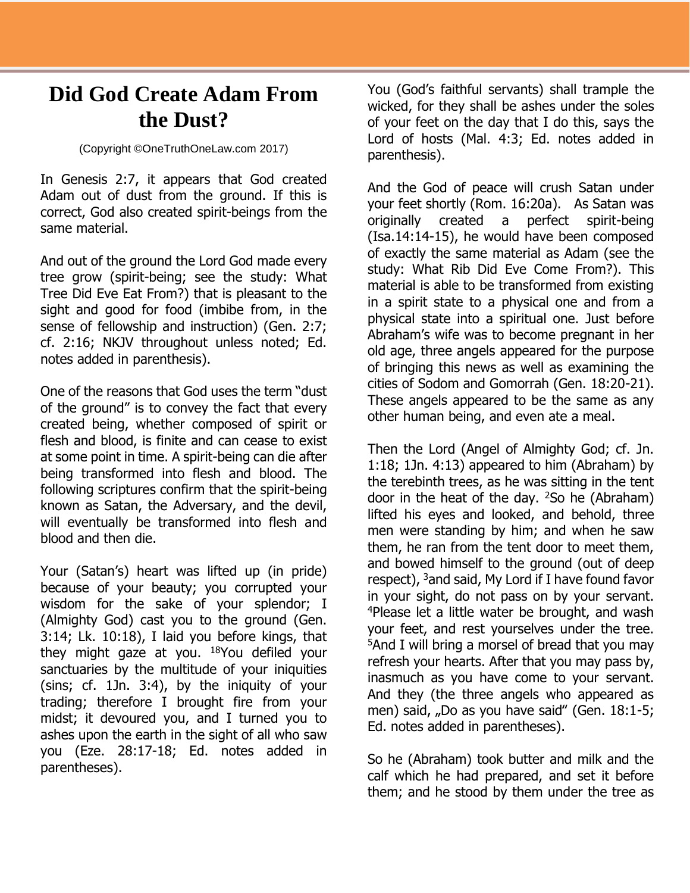# Did God Create Adam From the Dust?

(Copyright ©OneTruthOneLaw.com 2017)

In Genesis 2:7, it appears that God created Adam out of dust from the ground. If this is correct, God also created spirit-beings from the same material.

And out of the ground the Lord God made every tree grow (spirit-being; see the study: What Tree Did Eve Eat From?) that is pleasant to the sight and good for food (imbibe from, in the sense of fellowship and instruction) (Gen. 2:7; cf. 2:16; NKJV throughout unless noted; Ed. notes added in parenthesis).

One of the reasons that God uses the term "dust of the ground" is to convey the fact that every created being, whether composed of spirit or flesh and blood, is finite and can cease to exist at some point in time. A spirit-being can die after being transformed into flesh and blood. The following scriptures confirm that the spirit-being known as Satan, the Adversary, and the devil, will eventually be transformed into flesh and blood and then die.

Your (Satan's) heart was lifted up (in pride) because of your beauty; you corrupted your wisdom for the sake of your splendor; I (Almighty God) cast you to the ground (Gen. 3:14; Lk. 10:18), I laid you before kings, that they might gaze at you. [18]You defiled your sanctuaries by the multitude of your iniquities (sins; cf. 1Jn. 3:4), by the iniquity of your trading; therefore I brought fire from your midst; it devoured you, and I turned you to ashes upon the earth in the sight of all who saw you (Eze. 28:17-18; Ed. notes added in parentheses).

You (God's faithful servants) shall trample the wicked, for they shall be ashes under the soles of your feet on the day that I do this, says the Lord of hosts (Mal. 4:3; Ed. notes added in parenthesis).

And the God of peace will crush Satan under your feet shortly (Rom. 16:20a). As Satan was originally created a perfect spirit-being (Isa.14:14-15), he would have been composed of exactly the same material as Adam (see the study: What Rib Did Eve Come From?). This material is able to be transformed from existing in a spirit state to a physical one and from a physical state into a spiritual one. Just before Abraham's wife was to become pregnant in her old age, three angels appeared for the purpose of bringing this news as well as examining the cities of Sodom and Gomorrah (Gen. 18:20-21). These angels appeared to be the same as any other human being, and even ate a meal.

Then the Lord (Angel of Almighty God; cf. Jn. 1:18; 1Jn. 4:13) appeared to him (Abraham) by the terebinth trees, as he was sitting in the tent door in the heat of the day. [2]So he (Abraham) lifted his eyes and looked, and behold, three men were standing by him; and when he saw them, he ran from the tent door to meet them, and bowed himself to the ground (out of deep respect), [3]and said, My Lord if I have found favor in your sight, do not pass on by your servant. [4]Please let a little water be brought, and wash your feet, and rest yourselves under the tree. [5]And I will bring a morsel of bread that you may refresh your hearts. After that you may pass by, inasmuch as you have come to your servant. And they (the three angels who appeared as men) said, „Do as you have said" (Gen. 18:1-5; Ed. notes added in parentheses).

So he (Abraham) took butter and milk and the calf which he had prepared, and set it before them; and he stood by them under the tree as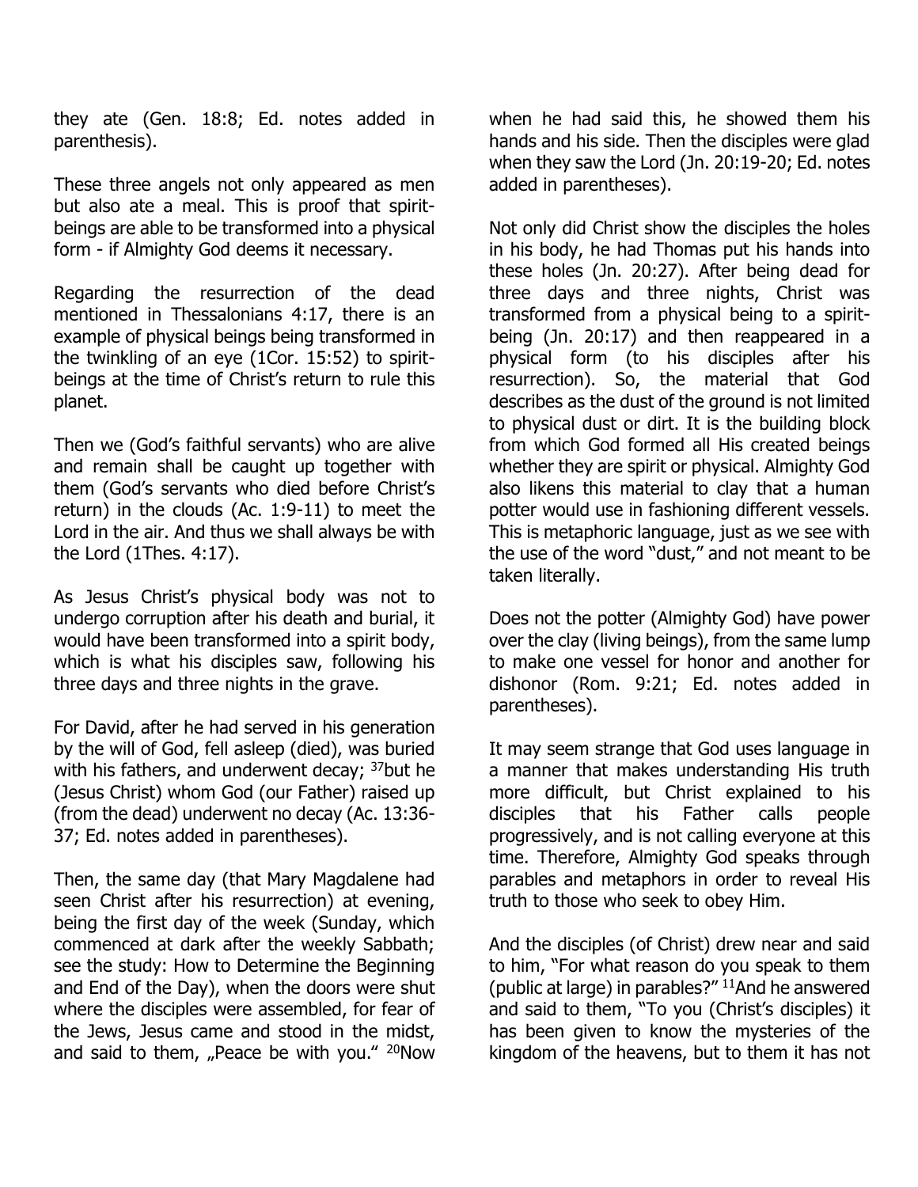they ate (Gen. 18:8; Ed. notes added in parenthesis).

These three angels not only appeared as men but also ate a meal. This is proof that spirit-beings are able to be transformed into a physical form - if Almighty God deems it necessary.

Regarding the resurrection of the dead mentioned in Thessalonians 4:17, there is an example of physical beings being transformed in the twinkling of an eye (1Cor. 15:52) to spirit-beings at the time of Christ's return to rule this planet.

Then we (God's faithful servants) who are alive and remain shall be caught up together with them (God's servants who died before Christ's return) in the clouds (Ac. 1:9-11) to meet the Lord in the air. And thus we shall always be with the Lord (1Thes. 4:17).

As Jesus Christ's physical body was not to undergo corruption after his death and burial, it would have been transformed into a spirit body, which is what his disciples saw, following his three days and three nights in the grave.

For David, after he had served in his generation by the will of God, fell asleep (died), was buried with his fathers, and underwent decay; [37]but he (Jesus Christ) whom God (our Father) raised up (from the dead) underwent no decay (Ac. 13:36-37; Ed. notes added in parentheses).

Then, the same day (that Mary Magdalene had seen Christ after his resurrection) at evening, being the first day of the week (Sunday, which commenced at dark after the weekly Sabbath; see the study: How to Determine the Beginning and End of the Day), when the doors were shut where the disciples were assembled, for fear of the Jews, Jesus came and stood in the midst, and said to them, „Peace be with you." [20]Now when he had said this, he showed them his hands and his side. Then the disciples were glad when they saw the Lord (Jn. 20:19-20; Ed. notes added in parentheses).

Not only did Christ show the disciples the holes in his body, he had Thomas put his hands into these holes (Jn. 20:27). After being dead for three days and three nights, Christ was transformed from a physical being to a spirit-being (Jn. 20:17) and then reappeared in a physical form (to his disciples after his resurrection). So, the material that God describes as the dust of the ground is not limited to physical dust or dirt. It is the building block from which God formed all His created beings whether they are spirit or physical. Almighty God also likens this material to clay that a human potter would use in fashioning different vessels. This is metaphoric language, just as we see with the use of the word "dust," and not meant to be taken literally.

Does not the potter (Almighty God) have power over the clay (living beings), from the same lump to make one vessel for honor and another for dishonor (Rom. 9:21; Ed. notes added in parentheses).

It may seem strange that God uses language in a manner that makes understanding His truth more difficult, but Christ explained to his disciples that his Father calls people progressively, and is not calling everyone at this time. Therefore, Almighty God speaks through parables and metaphors in order to reveal His truth to those who seek to obey Him.

And the disciples (of Christ) drew near and said to him, "For what reason do you speak to them (public at large) in parables?" [11]And he answered and said to them, "To you (Christ's disciples) it has been given to know the mysteries of the kingdom of the heavens, but to them it has not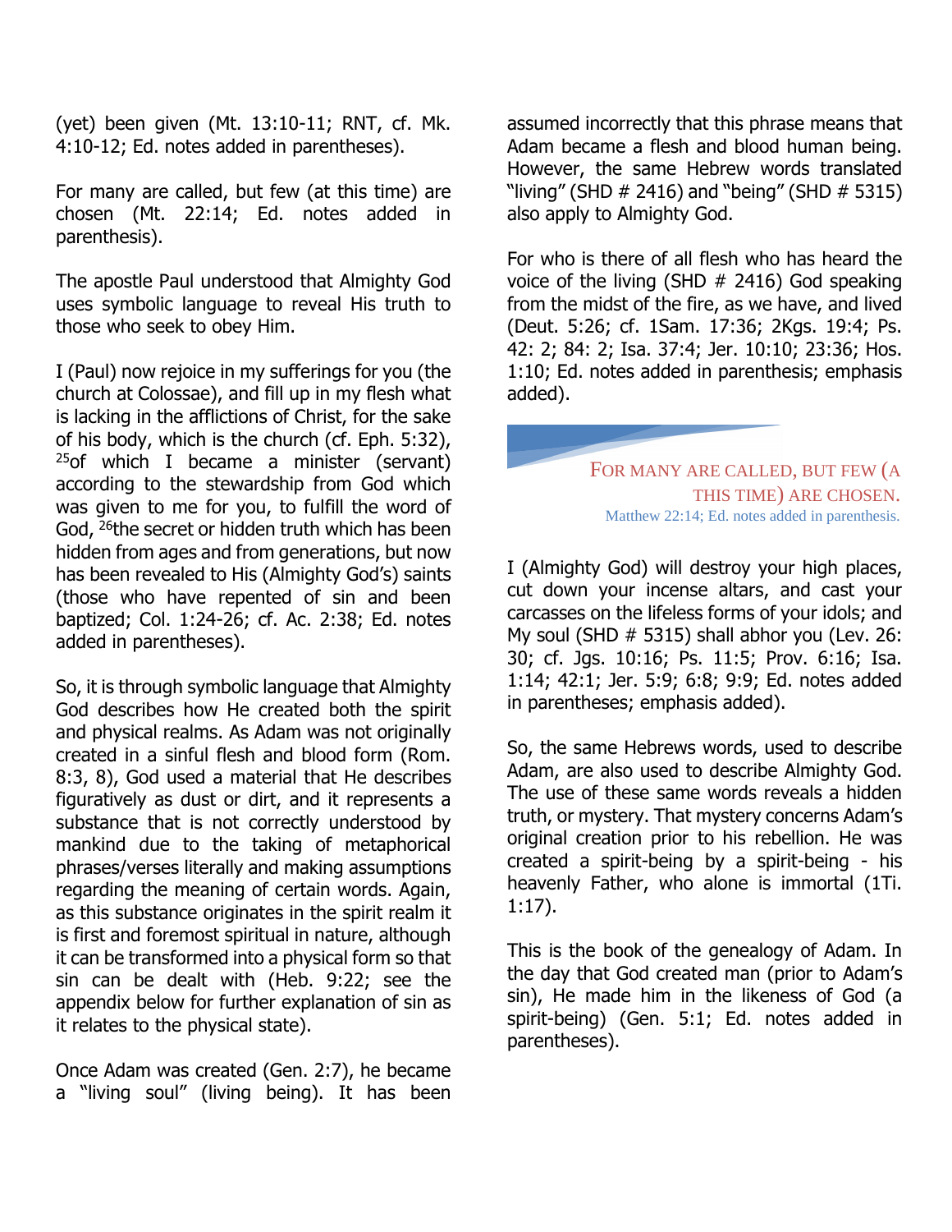(yet) been given (Mt. 13:10-11; RNT, cf. Mk. 4:10-12; Ed. notes added in parentheses).

For many are called, but few (at this time) are chosen (Mt. 22:14; Ed. notes added in parenthesis).

The apostle Paul understood that Almighty God uses symbolic language to reveal His truth to those who seek to obey Him.

I (Paul) now rejoice in my sufferings for you (the church at Colossae), and fill up in my flesh what is lacking in the afflictions of Christ, for the sake of his body, which is the church (cf. Eph. 5:32), [25]of which I became a minister (servant) according to the stewardship from God which was given to me for you, to fulfill the word of God, [26]the secret or hidden truth which has been hidden from ages and from generations, but now has been revealed to His (Almighty God's) saints (those who have repented of sin and been baptized; Col. 1:24-26; cf. Ac. 2:38; Ed. notes added in parentheses).

So, it is through symbolic language that Almighty God describes how He created both the spirit and physical realms. As Adam was not originally created in a sinful flesh and blood form (Rom. 8:3, 8), God used a material that He describes figuratively as dust or dirt, and it represents a substance that is not correctly understood by mankind due to the taking of metaphorical phrases/verses literally and making assumptions regarding the meaning of certain words. Again, as this substance originates in the spirit realm it is first and foremost spiritual in nature, although it can be transformed into a physical form so that sin can be dealt with (Heb. 9:22; see the appendix below for further explanation of sin as it relates to the physical state).

Once Adam was created (Gen. 2:7), he became a "living soul" (living being). It has been assumed incorrectly that this phrase means that Adam became a flesh and blood human being. However, the same Hebrew words translated "living" (SHD # 2416) and "being" (SHD # 5315) also apply to Almighty God.

For who is there of all flesh who has heard the voice of the living (SHD # 2416) God speaking from the midst of the fire, as we have, and lived (Deut. 5:26; cf. 1Sam. 17:36; 2Kgs. 19:4; Ps. 42: 2; 84: 2; Isa. 37:4; Jer. 10:10; 23:36; Hos. 1:10; Ed. notes added in parenthesis; emphasis added).

> FOR MANY ARE CALLED, BUT FEW (A THIS TIME) ARE CHOSEN.
> Matthew 22:14; Ed. notes added in parenthesis.

I (Almighty God) will destroy your high places, cut down your incense altars, and cast your carcasses on the lifeless forms of your idols; and My soul (SHD # 5315) shall abhor you (Lev. 26: 30; cf. Jgs. 10:16; Ps. 11:5; Prov. 6:16; Isa. 1:14; 42:1; Jer. 5:9; 6:8; 9:9; Ed. notes added in parentheses; emphasis added).

So, the same Hebrews words, used to describe Adam, are also used to describe Almighty God. The use of these same words reveals a hidden truth, or mystery. That mystery concerns Adam's original creation prior to his rebellion. He was created a spirit-being by a spirit-being - his heavenly Father, who alone is immortal (1Ti. 1:17).

This is the book of the genealogy of Adam. In the day that God created man (prior to Adam's sin), He made him in the likeness of God (a spirit-being) (Gen. 5:1; Ed. notes added in parentheses).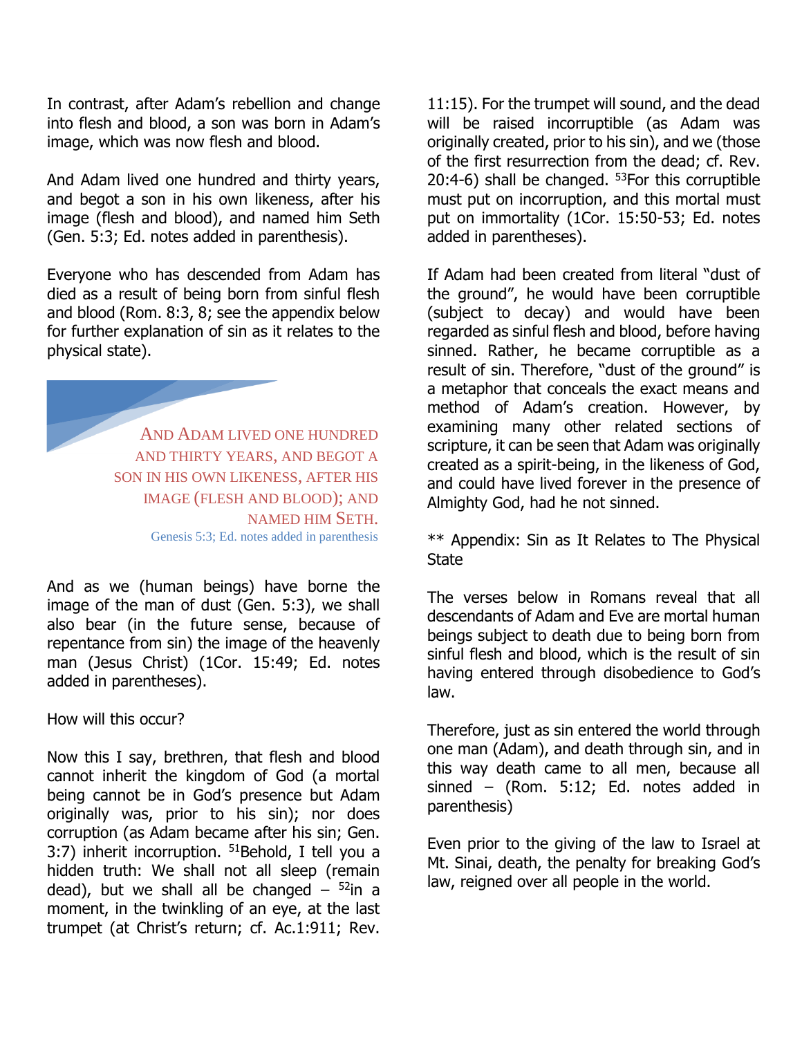In contrast, after Adam's rebellion and change into flesh and blood, a son was born in Adam's image, which was now flesh and blood.

And Adam lived one hundred and thirty years, and begot a son in his own likeness, after his image (flesh and blood), and named him Seth (Gen. 5:3; Ed. notes added in parenthesis).

Everyone who has descended from Adam has died as a result of being born from sinful flesh and blood (Rom. 8:3, 8; see the appendix below for further explanation of sin as it relates to the physical state).

> AND ADAM LIVED ONE HUNDRED AND THIRTY YEARS, AND BEGOT A SON IN HIS OWN LIKENESS, AFTER HIS IMAGE (FLESH AND BLOOD); AND NAMED HIM SETH.
>
> Genesis 5:3; Ed. notes added in parenthesis

And as we (human beings) have borne the image of the man of dust (Gen. 5:3), we shall also bear (in the future sense, because of repentance from sin) the image of the heavenly man (Jesus Christ) (1Cor. 15:49; Ed. notes added in parentheses).

How will this occur?

Now this I say, brethren, that flesh and blood cannot inherit the kingdom of God (a mortal being cannot be in God's presence but Adam originally was, prior to his sin); nor does corruption (as Adam became after his sin; Gen. 3:7) inherit incorruption. [51]Behold, I tell you a hidden truth: We shall not all sleep (remain dead), but we shall all be changed – [52]in a moment, in the twinkling of an eye, at the last trumpet (at Christ's return; cf. Ac.1:911; Rev. 11:15). For the trumpet will sound, and the dead will be raised incorruptible (as Adam was originally created, prior to his sin), and we (those of the first resurrection from the dead; cf. Rev. 20:4-6) shall be changed. [53]For this corruptible must put on incorruption, and this mortal must put on immortality (1Cor. 15:50-53; Ed. notes added in parentheses).

If Adam had been created from literal "dust of the ground", he would have been corruptible (subject to decay) and would have been regarded as sinful flesh and blood, before having sinned. Rather, he became corruptible as a result of sin. Therefore, "dust of the ground" is a metaphor that conceals the exact means and method of Adam's creation. However, by examining many other related sections of scripture, it can be seen that Adam was originally created as a spirit-being, in the likeness of God, and could have lived forever in the presence of Almighty God, had he not sinned.

** Appendix: Sin as It Relates to The Physical State

The verses below in Romans reveal that all descendants of Adam and Eve are mortal human beings subject to death due to being born from sinful flesh and blood, which is the result of sin having entered through disobedience to God's law.

Therefore, just as sin entered the world through one man (Adam), and death through sin, and in this way death came to all men, because all sinned – (Rom. 5:12; Ed. notes added in parenthesis)

Even prior to the giving of the law to Israel at Mt. Sinai, death, the penalty for breaking God's law, reigned over all people in the world.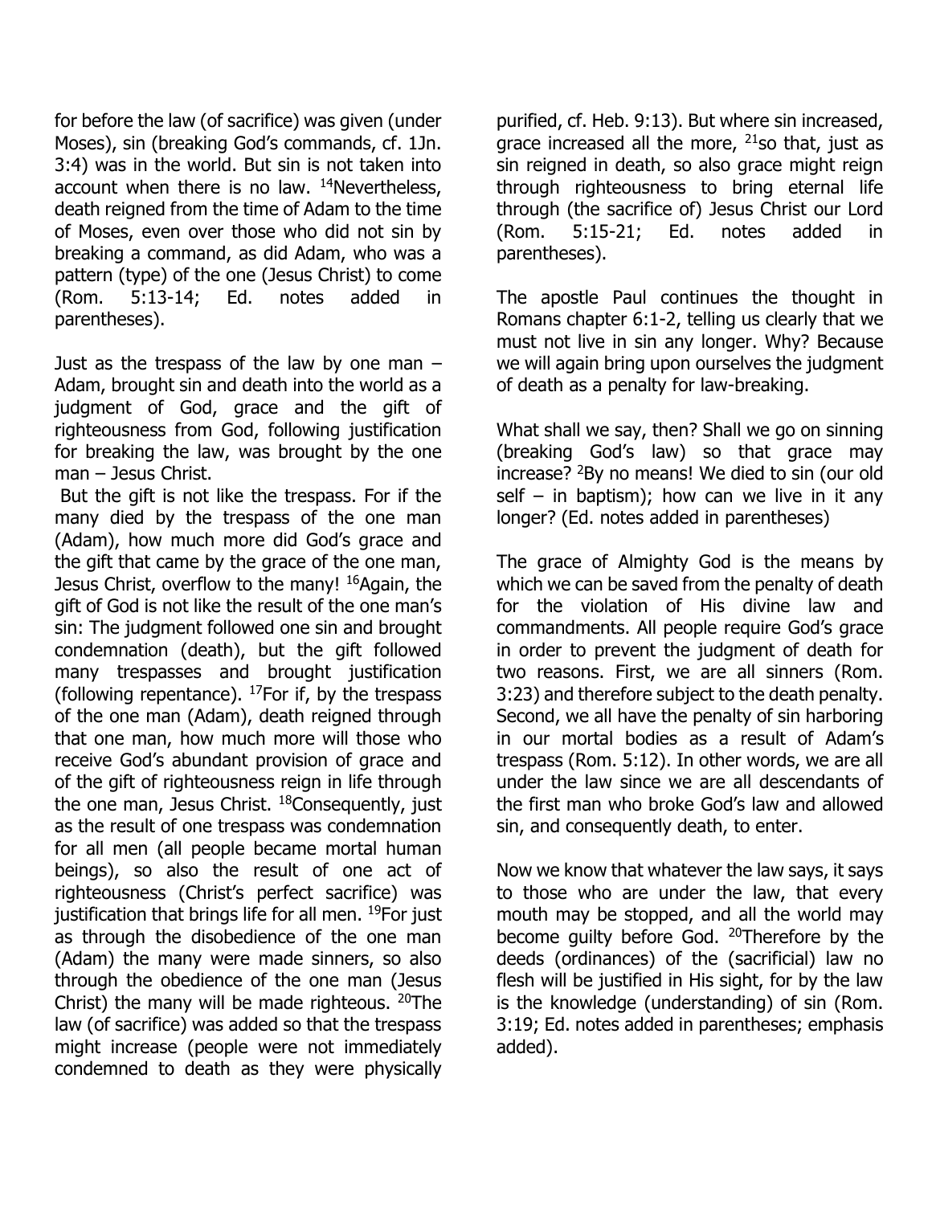for before the law (of sacrifice) was given (under Moses), sin (breaking God's commands, cf. 1Jn. 3:4) was in the world. But sin is not taken into account when there is no law. [14]Nevertheless, death reigned from the time of Adam to the time of Moses, even over those who did not sin by breaking a command, as did Adam, who was a pattern (type) of the one (Jesus Christ) to come (Rom. 5:13-14; Ed. notes added in parentheses).

Just as the trespass of the law by one man – Adam, brought sin and death into the world as a judgment of God, grace and the gift of righteousness from God, following justification for breaking the law, was brought by the one man – Jesus Christ.

But the gift is not like the trespass. For if the many died by the trespass of the one man (Adam), how much more did God's grace and the gift that came by the grace of the one man, Jesus Christ, overflow to the many! [16]Again, the gift of God is not like the result of the one man's sin: The judgment followed one sin and brought condemnation (death), but the gift followed many trespasses and brought justification (following repentance). [17]For if, by the trespass of the one man (Adam), death reigned through that one man, how much more will those who receive God's abundant provision of grace and of the gift of righteousness reign in life through the one man, Jesus Christ. [18]Consequently, just as the result of one trespass was condemnation for all men (all people became mortal human beings), so also the result of one act of righteousness (Christ's perfect sacrifice) was justification that brings life for all men. [19]For just as through the disobedience of the one man (Adam) the many were made sinners, so also through the obedience of the one man (Jesus Christ) the many will be made righteous. [20]The law (of sacrifice) was added so that the trespass might increase (people were not immediately condemned to death as they were physically purified, cf. Heb. 9:13). But where sin increased, grace increased all the more, [21]so that, just as sin reigned in death, so also grace might reign through righteousness to bring eternal life through (the sacrifice of) Jesus Christ our Lord (Rom. 5:15-21; Ed. notes added in parentheses).

The apostle Paul continues the thought in Romans chapter 6:1-2, telling us clearly that we must not live in sin any longer. Why? Because we will again bring upon ourselves the judgment of death as a penalty for law-breaking.

What shall we say, then? Shall we go on sinning (breaking God's law) so that grace may increase? [2]By no means! We died to sin (our old self – in baptism); how can we live in it any longer? (Ed. notes added in parentheses)

The grace of Almighty God is the means by which we can be saved from the penalty of death for the violation of His divine law and commandments. All people require God's grace in order to prevent the judgment of death for two reasons. First, we are all sinners (Rom. 3:23) and therefore subject to the death penalty. Second, we all have the penalty of sin harboring in our mortal bodies as a result of Adam's trespass (Rom. 5:12). In other words, we are all under the law since we are all descendants of the first man who broke God's law and allowed sin, and consequently death, to enter.

Now we know that whatever the law says, it says to those who are under the law, that every mouth may be stopped, and all the world may become guilty before God. [20]Therefore by the deeds (ordinances) of the (sacrificial) law no flesh will be justified in His sight, for by the law is the knowledge (understanding) of sin (Rom. 3:19; Ed. notes added in parentheses; emphasis added).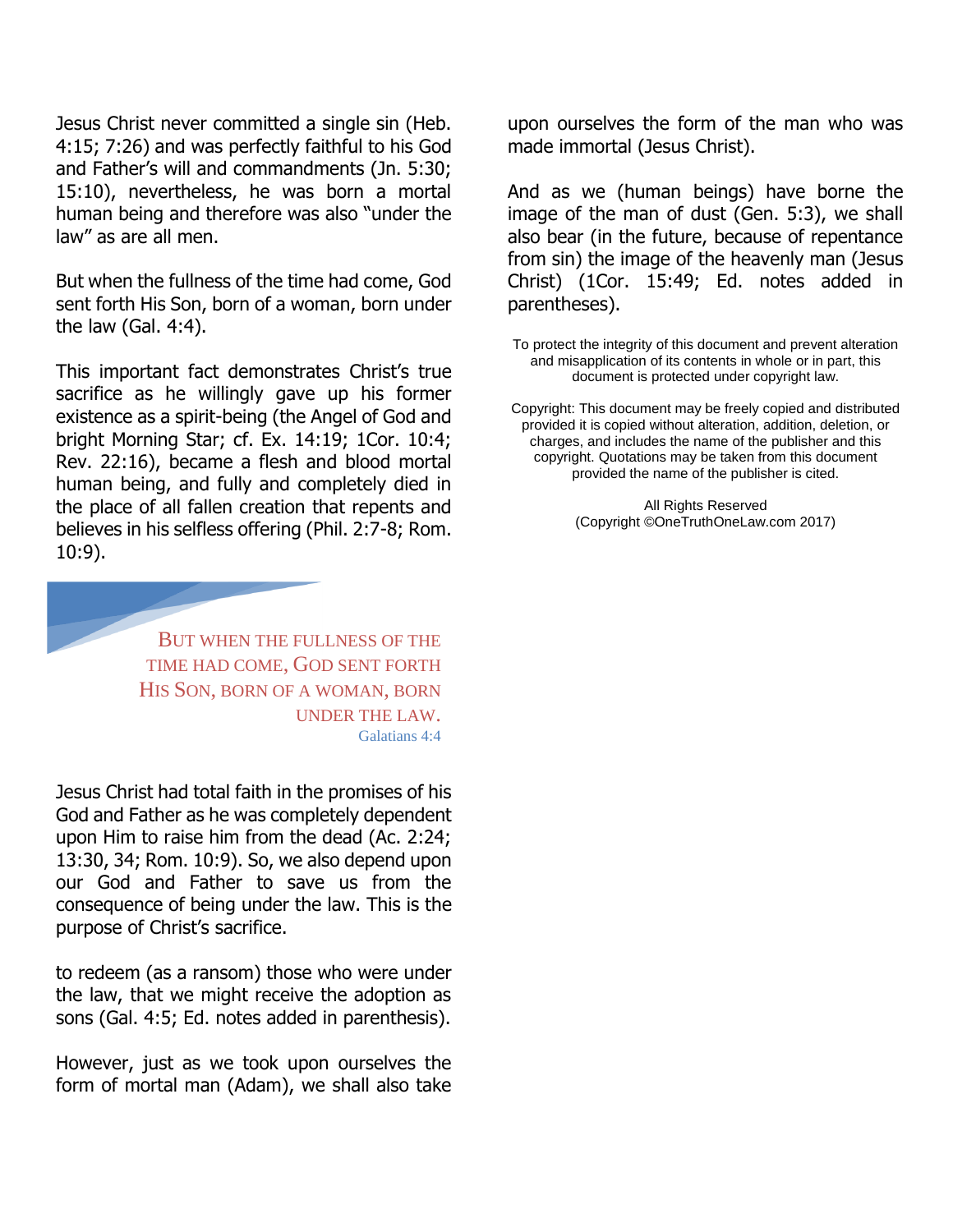Jesus Christ never committed a single sin (Heb. 4:15; 7:26) and was perfectly faithful to his God and Father's will and commandments (Jn. 5:30; 15:10), nevertheless, he was born a mortal human being and therefore was also "under the law" as are all men.

But when the fullness of the time had come, God sent forth His Son, born of a woman, born under the law (Gal. 4:4).

This important fact demonstrates Christ's true sacrifice as he willingly gave up his former existence as a spirit-being (the Angel of God and bright Morning Star; cf. Ex. 14:19; 1Cor. 10:4; Rev. 22:16), became a flesh and blood mortal human being, and fully and completely died in the place of all fallen creation that repents and believes in his selfless offering (Phil. 2:7-8; Rom. 10:9).

> BUT WHEN THE FULLNESS OF THE TIME HAD COME, GOD SENT FORTH HIS SON, BORN OF A WOMAN, BORN UNDER THE LAW.
> Galatians 4:4

Jesus Christ had total faith in the promises of his God and Father as he was completely dependent upon Him to raise him from the dead (Ac. 2:24; 13:30, 34; Rom. 10:9). So, we also depend upon our God and Father to save us from the consequence of being under the law. This is the purpose of Christ's sacrifice.

to redeem (as a ransom) those who were under the law, that we might receive the adoption as sons (Gal. 4:5; Ed. notes added in parenthesis).

However, just as we took upon ourselves the form of mortal man (Adam), we shall also take upon ourselves the form of the man who was made immortal (Jesus Christ).

And as we (human beings) have borne the image of the man of dust (Gen. 5:3), we shall also bear (in the future, because of repentance from sin) the image of the heavenly man (Jesus Christ) (1Cor. 15:49; Ed. notes added in parentheses).

To protect the integrity of this document and prevent alteration and misapplication of its contents in whole or in part, this document is protected under copyright law.

Copyright: This document may be freely copied and distributed provided it is copied without alteration, addition, deletion, or charges, and includes the name of the publisher and this copyright. Quotations may be taken from this document provided the name of the publisher is cited.

All Rights Reserved
(Copyright ©OneTruthOneLaw.com 2017)